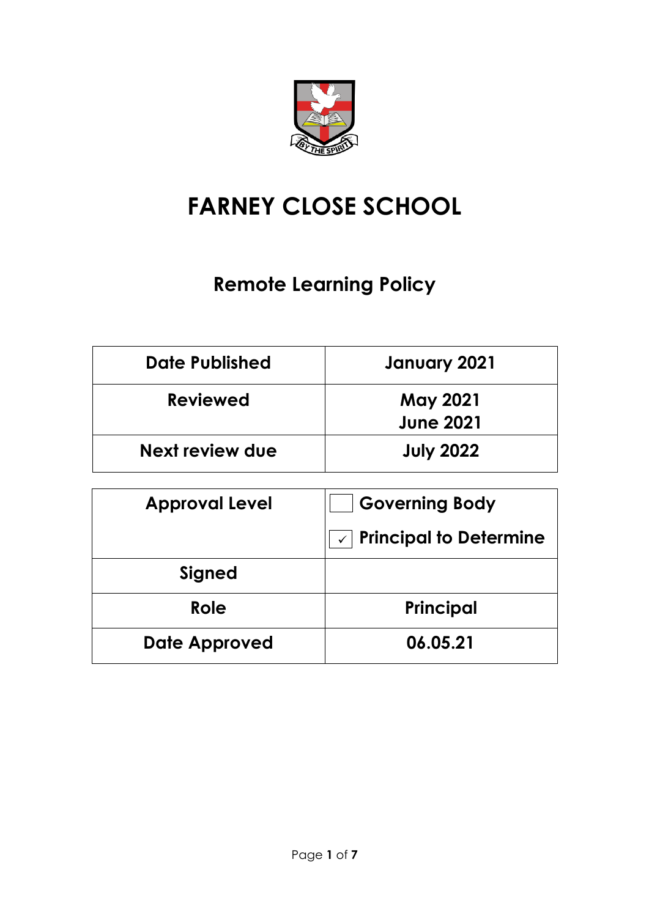# FARNEY CLOSE SCHOOL

## Remote Learning Policy

| Date Published | January 2021 |
|---|---|
| Reviewed | May 2021<br>June 2021 |
| Next review due | July 2022 |

| Approval Level | ☐ Governing Body<br>☑ Principal to Determine |
|---|---|
| Signed | |
| Role | Principal |
| Date Approved | 06.05.21 |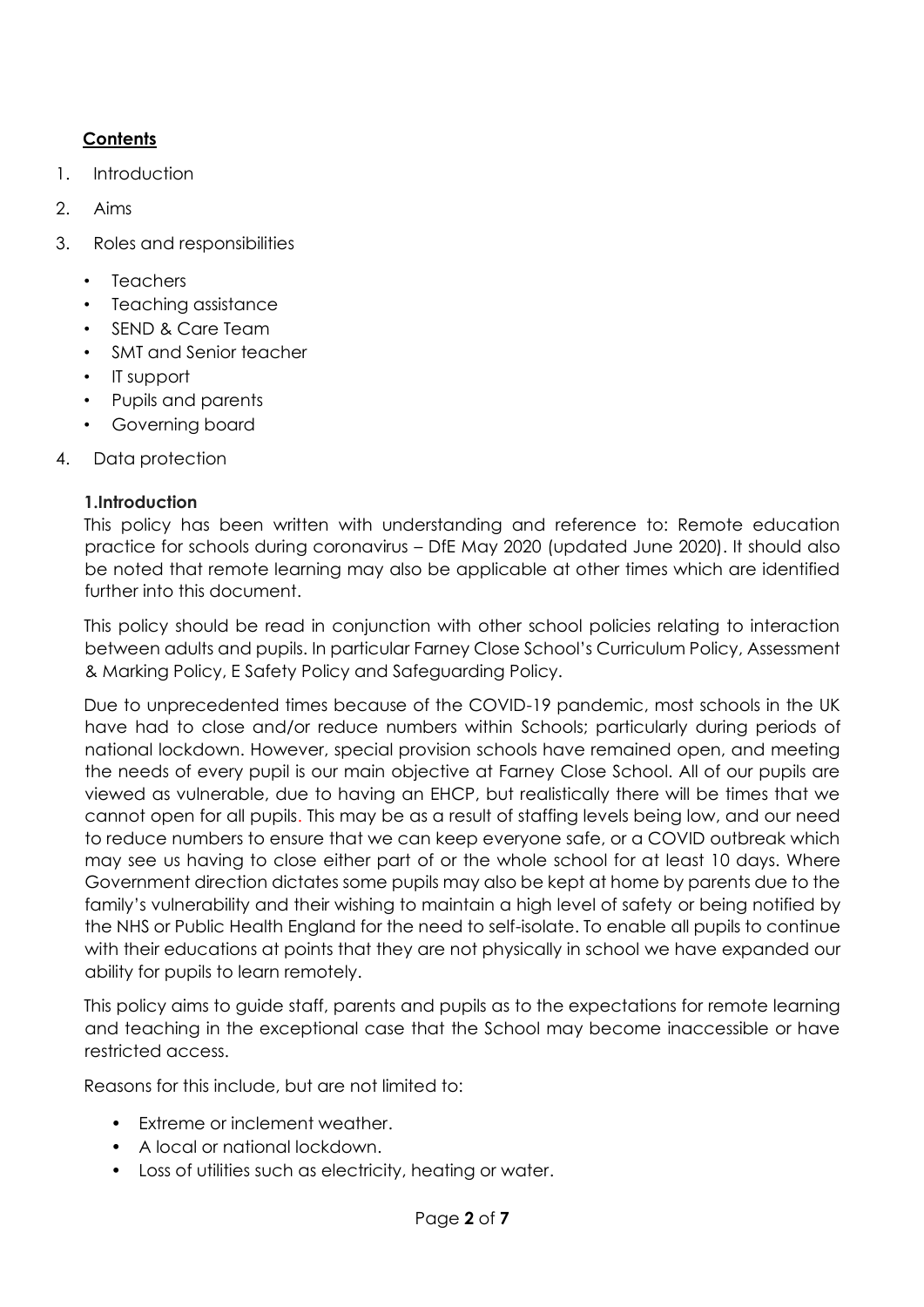**Contents**

1. Introduction
2. Aims
3. Roles and responsibilities
    - Teachers
    - Teaching assistance
    - SEND & Care Team
    - SMT and Senior teacher
    - IT support
    - Pupils and parents
    - Governing board
4. Data protection

**1.Introduction**

This policy has been written with understanding and reference to: Remote education practice for schools during coronavirus – DfE May 2020 (updated June 2020). It should also be noted that remote learning may also be applicable at other times which are identified further into this document.

This policy should be read in conjunction with other school policies relating to interaction between adults and pupils. In particular Farney Close School's Curriculum Policy, Assessment & Marking Policy, E Safety Policy and Safeguarding Policy.

Due to unprecedented times because of the COVID-19 pandemic, most schools in the UK have had to close and/or reduce numbers within Schools; particularly during periods of national lockdown. However, special provision schools have remained open, and meeting the needs of every pupil is our main objective at Farney Close School. All of our pupils are viewed as vulnerable, due to having an EHCP, but realistically there will be times that we cannot open for all pupils. This may be as a result of staffing levels being low, and our need to reduce numbers to ensure that we can keep everyone safe, or a COVID outbreak which may see us having to close either part of or the whole school for at least 10 days. Where Government direction dictates some pupils may also be kept at home by parents due to the family's vulnerability and their wishing to maintain a high level of safety or being notified by the NHS or Public Health England for the need to self-isolate. To enable all pupils to continue with their educations at points that they are not physically in school we have expanded our ability for pupils to learn remotely.

This policy aims to guide staff, parents and pupils as to the expectations for remote learning and teaching in the exceptional case that the School may become inaccessible or have restricted access.

Reasons for this include, but are not limited to:

- Extreme or inclement weather.
- A local or national lockdown.
- Loss of utilities such as electricity, heating or water.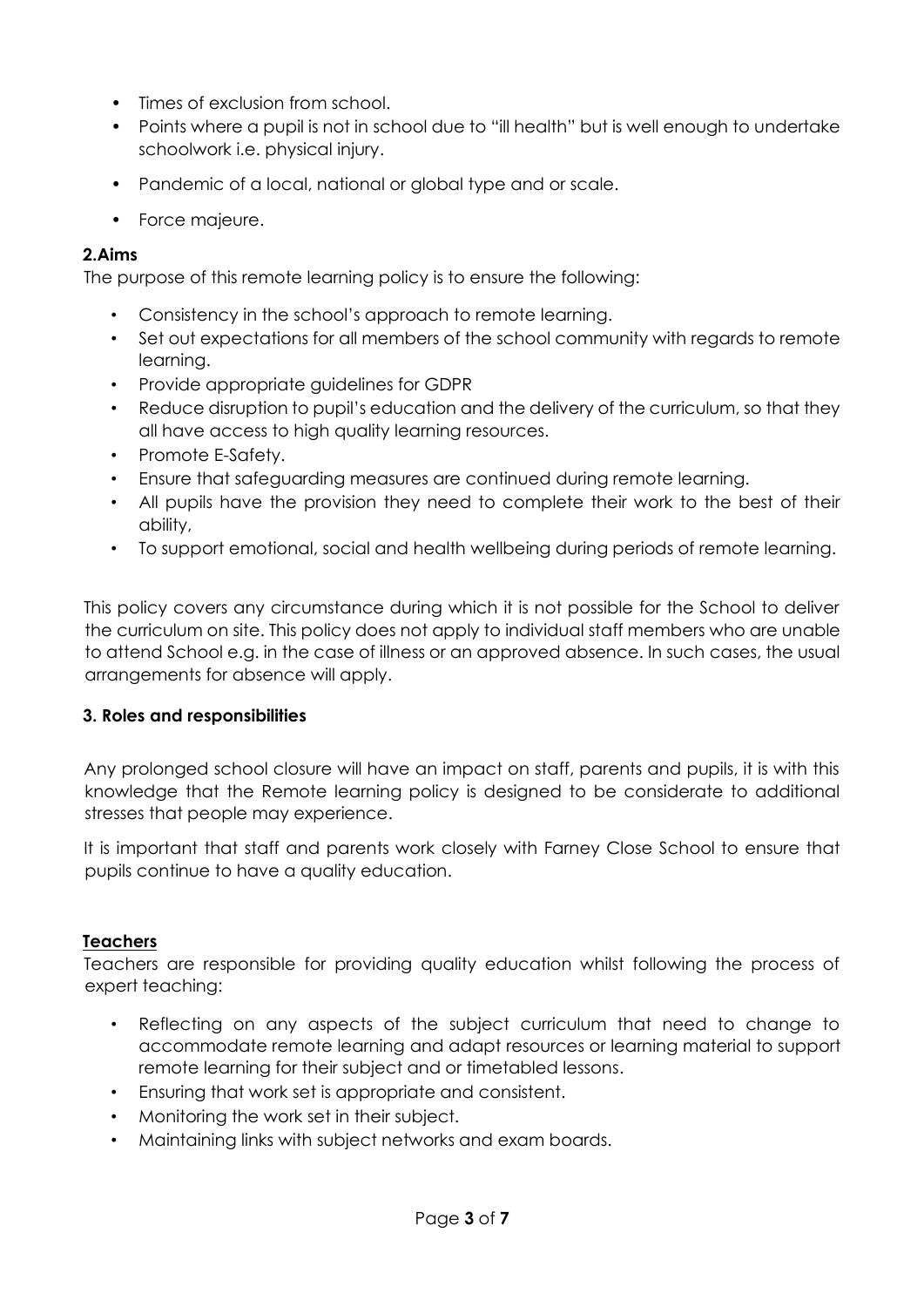- Times of exclusion from school.
- Points where a pupil is not in school due to "ill health" but is well enough to undertake schoolwork i.e. physical injury.
- Pandemic of a local, national or global type and or scale.
- Force majeure.

## 2.Aims

The purpose of this remote learning policy is to ensure the following:

- Consistency in the school's approach to remote learning.
- Set out expectations for all members of the school community with regards to remote learning.
- Provide appropriate guidelines for GDPR
- Reduce disruption to pupil's education and the delivery of the curriculum, so that they all have access to high quality learning resources.
- Promote E-Safety.
- Ensure that safeguarding measures are continued during remote learning.
- All pupils have the provision they need to complete their work to the best of their ability,
- To support emotional, social and health wellbeing during periods of remote learning.

This policy covers any circumstance during which it is not possible for the School to deliver the curriculum on site. This policy does not apply to individual staff members who are unable to attend School e.g. in the case of illness or an approved absence. In such cases, the usual arrangements for absence will apply.

## 3. Roles and responsibilities

Any prolonged school closure will have an impact on staff, parents and pupils, it is with this knowledge that the Remote learning policy is designed to be considerate to additional stresses that people may experience.

It is important that staff and parents work closely with Farney Close School to ensure that pupils continue to have a quality education.

### Teachers

Teachers are responsible for providing quality education whilst following the process of expert teaching:

- Reflecting on any aspects of the subject curriculum that need to change to accommodate remote learning and adapt resources or learning material to support remote learning for their subject and or timetabled lessons.
- Ensuring that work set is appropriate and consistent.
- Monitoring the work set in their subject.
- Maintaining links with subject networks and exam boards.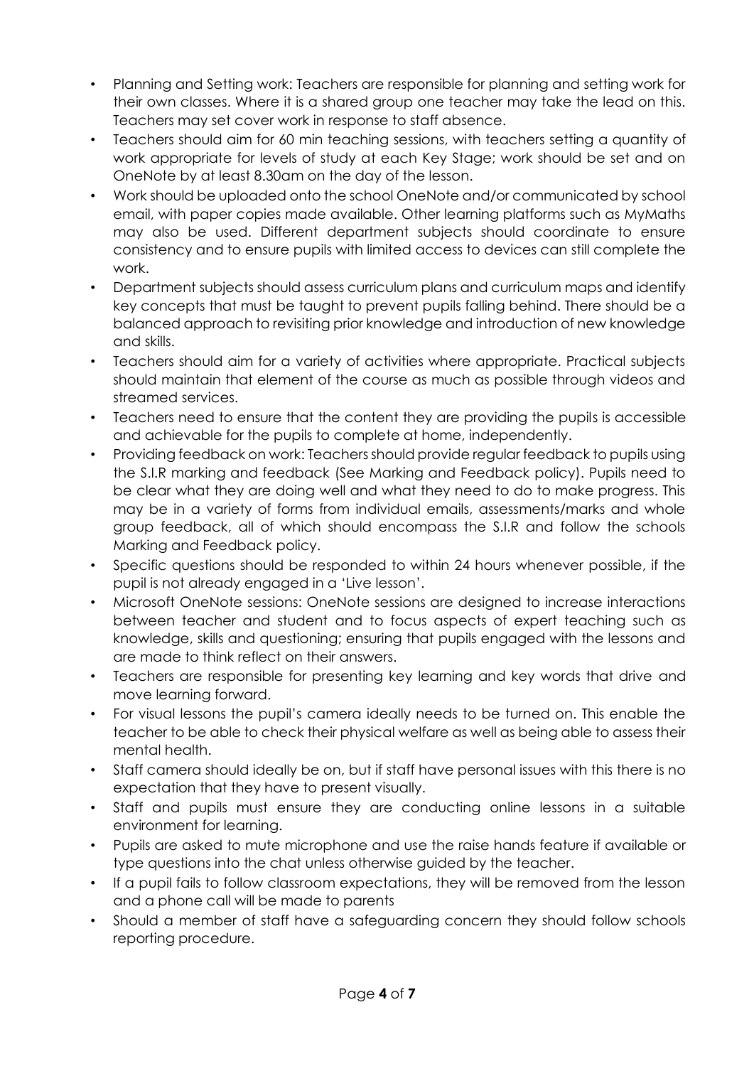- Planning and Setting work: Teachers are responsible for planning and setting work for their own classes. Where it is a shared group one teacher may take the lead on this. Teachers may set cover work in response to staff absence.
- Teachers should aim for 60 min teaching sessions, with teachers setting a quantity of work appropriate for levels of study at each Key Stage; work should be set and on OneNote by at least 8.30am on the day of the lesson.
- Work should be uploaded onto the school OneNote and/or communicated by school email, with paper copies made available. Other learning platforms such as MyMaths may also be used. Different department subjects should coordinate to ensure consistency and to ensure pupils with limited access to devices can still complete the work.
- Department subjects should assess curriculum plans and curriculum maps and identify key concepts that must be taught to prevent pupils falling behind. There should be a balanced approach to revisiting prior knowledge and introduction of new knowledge and skills.
- Teachers should aim for a variety of activities where appropriate. Practical subjects should maintain that element of the course as much as possible through videos and streamed services.
- Teachers need to ensure that the content they are providing the pupils is accessible and achievable for the pupils to complete at home, independently.
- Providing feedback on work: Teachers should provide regular feedback to pupils using the S.I.R marking and feedback (See Marking and Feedback policy). Pupils need to be clear what they are doing well and what they need to do to make progress. This may be in a variety of forms from individual emails, assessments/marks and whole group feedback, all of which should encompass the S.I.R and follow the schools Marking and Feedback policy.
- Specific questions should be responded to within 24 hours whenever possible, if the pupil is not already engaged in a 'Live lesson'.
- Microsoft OneNote sessions: OneNote sessions are designed to increase interactions between teacher and student and to focus aspects of expert teaching such as knowledge, skills and questioning; ensuring that pupils engaged with the lessons and are made to think reflect on their answers.
- Teachers are responsible for presenting key learning and key words that drive and move learning forward.
- For visual lessons the pupil's camera ideally needs to be turned on. This enable the teacher to be able to check their physical welfare as well as being able to assess their mental health.
- Staff camera should ideally be on, but if staff have personal issues with this there is no expectation that they have to present visually.
- Staff and pupils must ensure they are conducting online lessons in a suitable environment for learning.
- Pupils are asked to mute microphone and use the raise hands feature if available or type questions into the chat unless otherwise guided by the teacher.
- If a pupil fails to follow classroom expectations, they will be removed from the lesson and a phone call will be made to parents
- Should a member of staff have a safeguarding concern they should follow schools reporting procedure.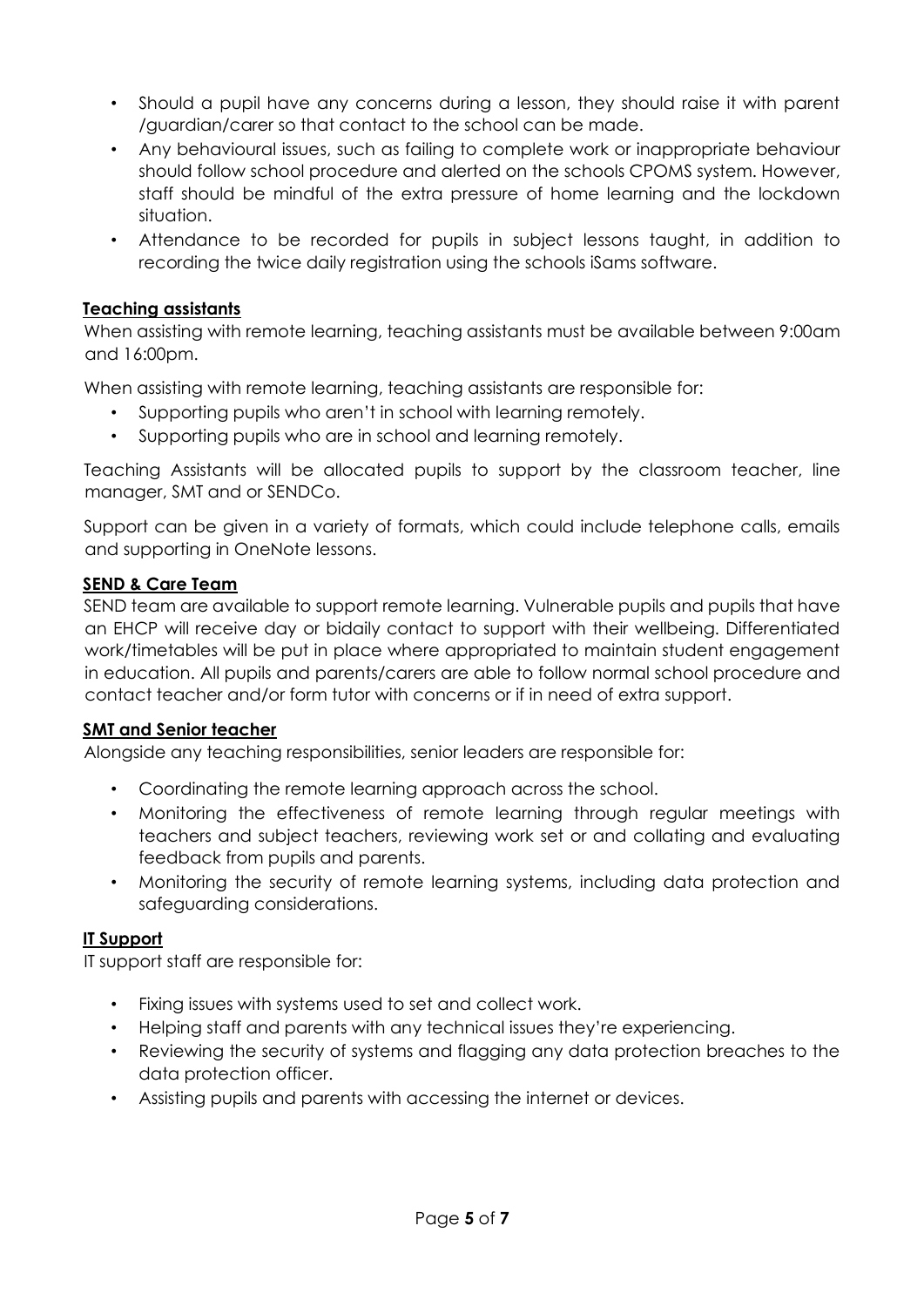- Should a pupil have any concerns during a lesson, they should raise it with parent /guardian/carer so that contact to the school can be made.
- Any behavioural issues, such as failing to complete work or inappropriate behaviour should follow school procedure and alerted on the schools CPOMS system. However, staff should be mindful of the extra pressure of home learning and the lockdown situation.
- Attendance to be recorded for pupils in subject lessons taught, in addition to recording the twice daily registration using the schools iSams software.

### Teaching assistants

When assisting with remote learning, teaching assistants must be available between 9:00am and 16:00pm.

When assisting with remote learning, teaching assistants are responsible for:

- Supporting pupils who aren't in school with learning remotely.
- Supporting pupils who are in school and learning remotely.

Teaching Assistants will be allocated pupils to support by the classroom teacher, line manager, SMT and or SENDCo.

Support can be given in a variety of formats, which could include telephone calls, emails and supporting in OneNote lessons.

### SEND & Care Team

SEND team are available to support remote learning. Vulnerable pupils and pupils that have an EHCP will receive day or bidaily contact to support with their wellbeing. Differentiated work/timetables will be put in place where appropriated to maintain student engagement in education. All pupils and parents/carers are able to follow normal school procedure and contact teacher and/or form tutor with concerns or if in need of extra support.

### SMT and Senior teacher

Alongside any teaching responsibilities, senior leaders are responsible for:

- Coordinating the remote learning approach across the school.
- Monitoring the effectiveness of remote learning through regular meetings with teachers and subject teachers, reviewing work set or and collating and evaluating feedback from pupils and parents.
- Monitoring the security of remote learning systems, including data protection and safeguarding considerations.

### IT Support

IT support staff are responsible for:

- Fixing issues with systems used to set and collect work.
- Helping staff and parents with any technical issues they're experiencing.
- Reviewing the security of systems and flagging any data protection breaches to the data protection officer.
- Assisting pupils and parents with accessing the internet or devices.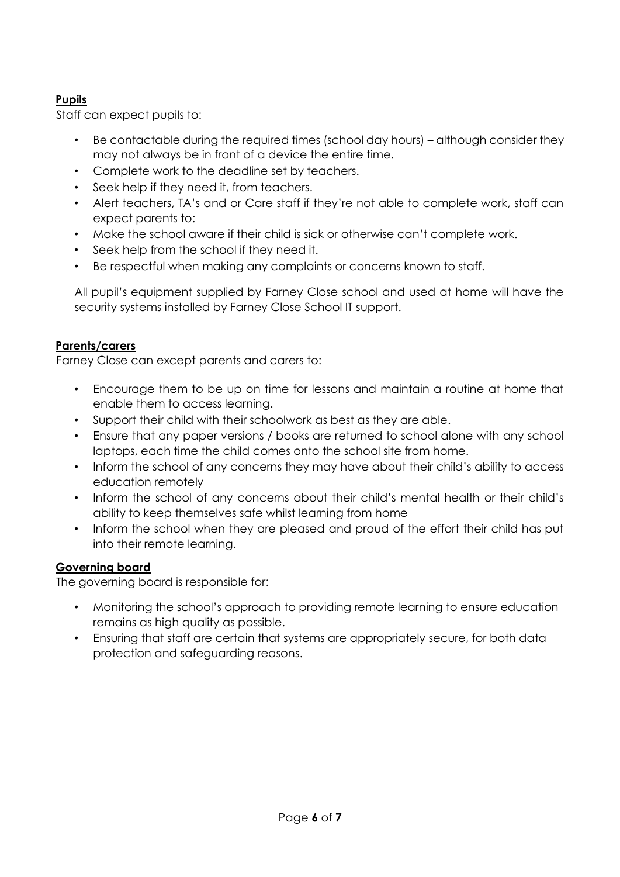**Pupils**

Staff can expect pupils to:

- Be contactable during the required times (school day hours) – although consider they may not always be in front of a device the entire time.
- Complete work to the deadline set by teachers.
- Seek help if they need it, from teachers.
- Alert teachers, TA's and or Care staff if they're not able to complete work, staff can expect parents to:
- Make the school aware if their child is sick or otherwise can't complete work.
- Seek help from the school if they need it.
- Be respectful when making any complaints or concerns known to staff.

All pupil's equipment supplied by Farney Close school and used at home will have the security systems installed by Farney Close School IT support.

**Parents/carers**

Farney Close can except parents and carers to:

- Encourage them to be up on time for lessons and maintain a routine at home that enable them to access learning.
- Support their child with their schoolwork as best as they are able.
- Ensure that any paper versions / books are returned to school alone with any school laptops, each time the child comes onto the school site from home.
- Inform the school of any concerns they may have about their child's ability to access education remotely
- Inform the school of any concerns about their child's mental health or their child's ability to keep themselves safe whilst learning from home
- Inform the school when they are pleased and proud of the effort their child has put into their remote learning.

**Governing board**

The governing board is responsible for:

- Monitoring the school's approach to providing remote learning to ensure education remains as high quality as possible.
- Ensuring that staff are certain that systems are appropriately secure, for both data protection and safeguarding reasons.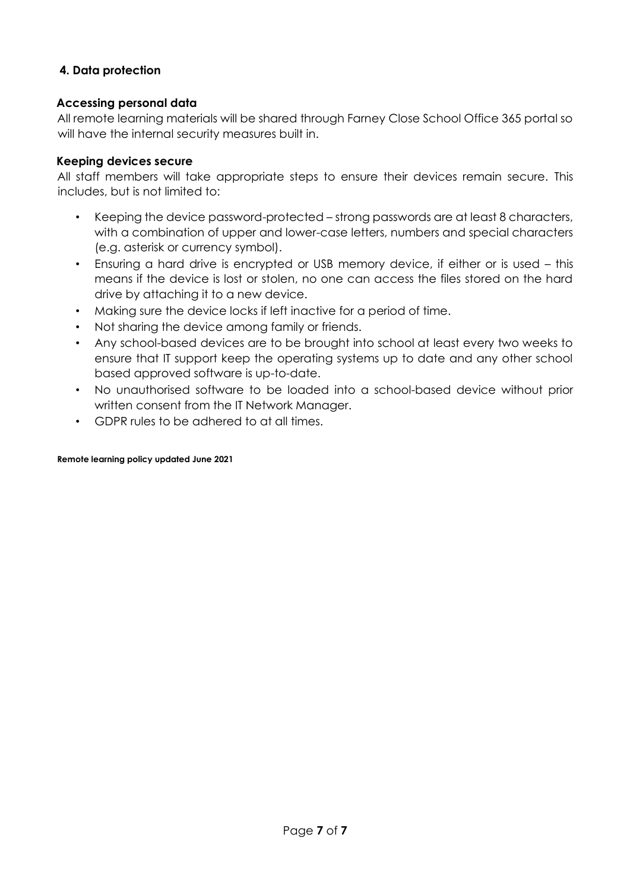## 4. Data protection

### Accessing personal data

All remote learning materials will be shared through Farney Close School Office 365 portal so will have the internal security measures built in.

### Keeping devices secure

All staff members will take appropriate steps to ensure their devices remain secure. This includes, but is not limited to:

- Keeping the device password-protected – strong passwords are at least 8 characters, with a combination of upper and lower-case letters, numbers and special characters (e.g. asterisk or currency symbol).
- Ensuring a hard drive is encrypted or USB memory device, if either or is used – this means if the device is lost or stolen, no one can access the files stored on the hard drive by attaching it to a new device.
- Making sure the device locks if left inactive for a period of time.
- Not sharing the device among family or friends.
- Any school-based devices are to be brought into school at least every two weeks to ensure that IT support keep the operating systems up to date and any other school based approved software is up-to-date.
- No unauthorised software to be loaded into a school-based device without prior written consent from the IT Network Manager.
- GDPR rules to be adhered to at all times.

**Remote learning policy updated June 2021**